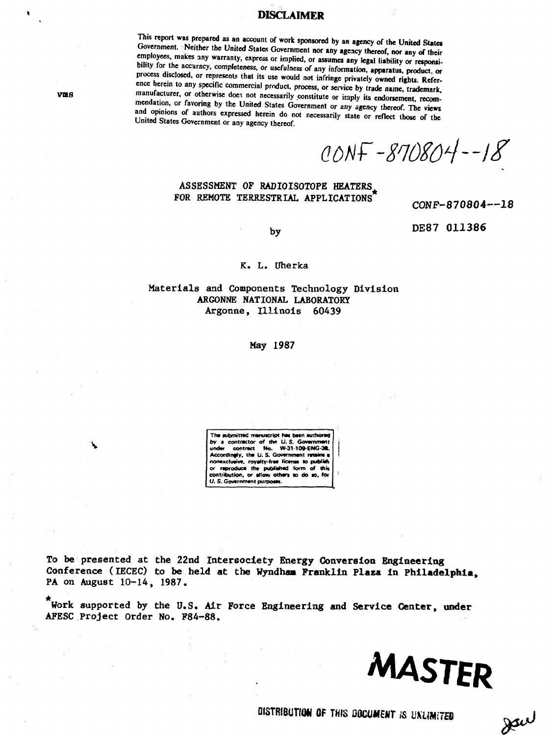# DISCLAIMER

This report was prepared as an account of work sponsored by an agency of the United States Government. Neither the United States Government nor any agency thereof, nor any of their employees, makes any warranty, express or implied, or assumes any legal liability or responsibility for the accuracy, completeness, or usefulness of any information, apparatus, product, or process disclosed, or represents that its use would not infringe privately owned rights. Reference herein to any specific commercial product, process, or service by trade name, trademark, manufacturer, or otherwise does not necessarily constitute or imply its endorsement, recommendation, or favoring by the United States Government or any agency thereof. The views and opinions of authors expressed herein do not necessarily state or reflect those of the United States Government or any agency thereof.

vms

CONF-870804--18

## ASSESSMENT OF RADIOISOTOPE HEATERS FOR REMOTE TERRESTRIAL APPLICATIONS*

CONF-870804--18

DE87 011386

by

K. L. Uherka

Materials and Components Technology Division
ARGONNE NATIONAL LABORATORY
Argonne, Illinois 60439

May 1987

The submitted manuscript has been authored by a contractor of the U. S. Government under contract No. W-31-109-ENG-38. Accordingly, the U. S. Government retains a nonexclusive, royalty-free license to publish or reproduce the published form of this contribution, or allow others to do so, for U. S. Government purposes.

To be presented at the 22nd Intersociety Energy Conversion Engineering Conference (IECEC) to be held at the Wyndham Franklin Plaza in Philadelphia, PA on August 10-14, 1987.

*Work supported by the U.S. Air Force Engineering and Service Center, under AFESC Project Order No. F84-88.

**MASTER**

DISTRIBUTION OF THIS DOCUMENT IS UNLIMITED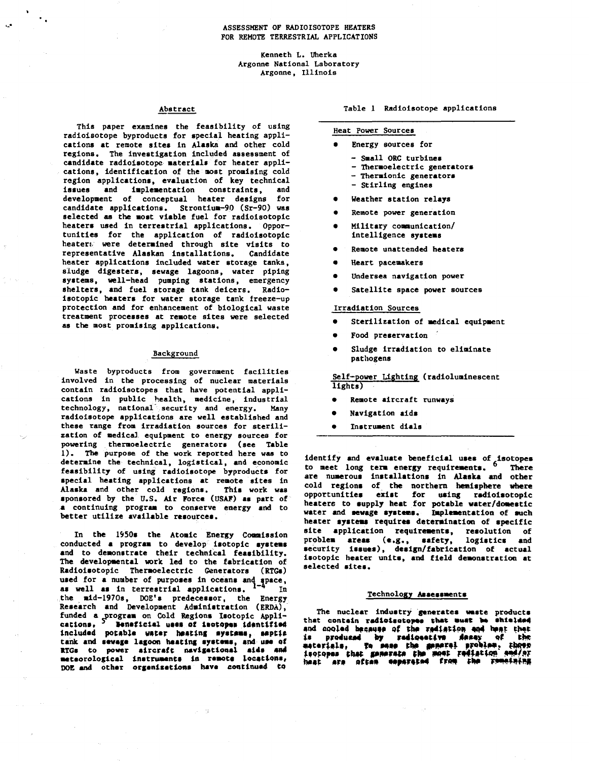# ASSESSMENT OF RADIOISOTOPE HEATERS FOR REMOTE TERRESTRIAL APPLICATIONS

Kenneth L. Uherka
Argonne National Laboratory
Argonne, Illinois

## Abstract

This paper examines the feasibility of using radioisotope byproducts for special heating applications at remote sites in Alaska and other cold regions. The investigation included assessment of candidate radioisotope materials for heater applications, identification of the most promising cold region applications, evaluation of key technical issues and implementation constraints, and development of conceptual heater designs for candidate applications. Strontium-90 (Sr-90) was selected as the most viable fuel for radioisotopic heaters used in terrestrial applications. Opportunities for the application of radioisotopic heaters were determined through site visits to representative Alaskan installations. Candidate heater applications included water storage tanks, sludge digesters, sewage lagoons, water piping systems, well-head pumping stations, emergency shelters, and fuel storage tank deicers. Radioisotopic heaters for water storage tank freeze-up protection and for enhancement of biological waste treatment processes at remote sites were selected as the most promising applications.

## Background

Waste byproducts from government facilities involved in the processing of nuclear materials contain radioisotopes that have potential applications in public health, medicine, industrial technology, national security and energy. Many radioisotope applications are well established and these range from irradiation sources for sterilization of medical equipment to energy sources for powering thermoelectric generators (see Table 1). The purpose of the work reported here was to determine the technical, logistical, and economic feasibility of using radioisotope byproducts for special heating applications at remote sites in Alaska and other cold regions. This work was sponsored by the U.S. Air Force (USAF) as part of a continuing program to conserve energy and to better utilize available resources.

In the 1950s the Atomic Energy Commission conducted a program to develop isotopic systems and to demonstrate their technical feasibility. The developmental work led to the fabrication of Radioisotopic Thermoelectric Generators (RTGs) used for a number of purposes in oceans and space, as well as in terrestrial applications.[1-4] In the mid-1970s, DOE's predecessor, the Energy Research and Development Administration (ERDA), funded a program on Cold Regions Isotopic Applications.[5] Beneficial uses of isotopes identified included potable water heating systems, septic tank and sewage lagoon heating systems, and use of RTGs to power aircraft navigational aids and meteorological instruments in remote locations. DOE and other organizations have continued to

Table 1 Radioisotope applications

**Heat Power Sources**

- Energy sources for
  - Small ORC turbines
  - Thermoelectric generators
  - Thermionic generators
  - Stirling engines
- Weather station relays
- Remote power generation
- Military communication/intelligence systems
- Remote unattended heaters
- Heart pacemakers
- Undersea navigation power
- Satellite space power sources

**Irradiation Sources**

- Sterilization of medical equipment
- Food preservation
- Sludge irradiation to eliminate pathogens

**Self-power Lighting** (radioluminescent lights)

- Remote aircraft runways
- Navigation aids
- Instrument dials

identify and evaluate beneficial uses of isotopes to meet long term energy requirements.[6] There are numerous installations in Alaska and other cold regions of the northern hemisphere where opportunities exist for using radioisotopic heaters to supply heat for potable water/domestic water and sewage systems. Implementation of such heater systems requires determination of specific site application requirements, resolution of problem areas (e.g., safety, logistics and security issues), design/fabrication of actual isotopic heater units, and field demonstration at selected sites.

## Technology Assessments

The nuclear industry generates waste products that contain radioisotopes that must be shielded and cooled because of the radiation and heat that is produced by radioactive decay of the materials. To ease the general problem, those isotopes that generate the most radiation and/or heat are often separated from the remaining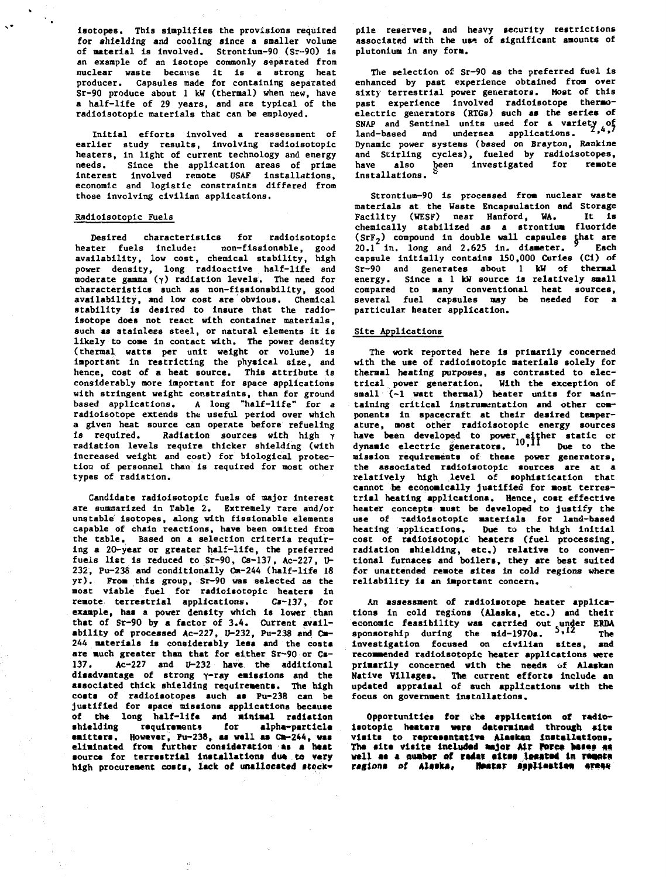isotopes. This simplifies the provisions required for shielding and cooling since a smaller volume of material is involved. Strontium-90 (Sr-90) is an example of an isotope commonly separated from nuclear waste because it is a strong heat producer. Capsules made for containing separated Sr-90 produce about 1 kW (thermal) when new, have a half-life of 29 years, and are typical of the radioisotopic materials that can be employed.

Initial efforts involved a reassessment of earlier study results, involving radioisotopic heaters, in light of current technology and energy needs. Since the application areas of prime interest involved remote USAF installations, economic and logistic constraints differed from those involving civilian applications.

## Radioisotopic Fuels

Desired characteristics for radioisotopic heater fuels include: non-fissionable, good availability, low cost, chemical stability, high power density, long radioactive half-life and moderate gamma (γ) radiation levels. The need for characteristics such as non-fissionability, good availability, and low cost are obvious. Chemical stability is desired to insure that the radioisotope does not react with container materials, such as stainless steel, or natural elements it is likely to come in contact with. The power density (thermal watts per unit weight or volume) is important in restricting the physical size, and hence, cost of a heat source. This attribute is considerably more important for space applications with stringent weight constraints, than for ground based applications. A long "half-life" for a radioisotope extends the useful period over which a given heat source can operate before refueling is required. Radiation sources with high γ radiation levels require thicker shielding (with increased weight and cost) for biological protection of personnel than is required for most other types of radiation.

Candidate radioisotopic fuels of major interest are summarized in Table 2. Extremely rare and/or unstable isotopes, along with fissionable elements capable of chain reactions, have been omitted from the table. Based on a selection criteria requiring a 20-year or greater half-life, the preferred fuels list is reduced to Sr-90, Cs-137, Ac-227, U-232, Pu-238 and conditionally Cm-244 (half-life 18 yr). From this group, Sr-90 was selected as the most viable fuel for radioisotopic heaters in remote terrestrial applications. Cs-137, for example, has a power density which is lower than that of Sr-90 by a factor of 3.4. Current availability of processed Ac-227, U-232, Pu-238 and Cm-244 materials is considerably less and the costs are much greater than that for either Sr-90 or Cs-137. Ac-227 and U-232 have the additional disadvantage of strong γ-ray emissions and the associated thick shielding requirements. The high costs of radioisotopes such as Pu-238 can be justified for space missions applications because of the long half-life and minimal radiation shielding requirements for alpha-particle emitters. However, Pu-238, as well as Cm-244, was eliminated from further consideration as a heat source for terrestrial installations due to very high procurement costs, lack of unallocated stockpile reserves, and heavy security restrictions associated with the use of significant amounts of plutonium in any form.

The selection of Sr-90 as the preferred fuel is enhanced by past experience obtained from over sixty terrestrial power generators. Most of this past experience involved radioisotope thermoelectric generators (RTGs) such as the series of SNAP and Sentinel units used for a variety of land-based and undersea applications.[2,4,7] Dynamic power systems (based on Brayton, Rankine and Stirling cycles), fueled by radioisotopes, have also been investigated for remote installations.[8]

Strontium-90 is processed from nuclear waste materials at the Waste Encapsulation and Storage Facility (WESF) near Hanford, WA. It is chemically stabilized as a strontium fluoride ($SrF_2$) compound in double wall capsules that are 20.1 in. long and 2.625 in. diameter.[9] Each capsule initially contains 150,000 Curies (Ci) of Sr-90 and generates about 1 kW of thermal energy. Since a 1 kW source is relatively small compared to many conventional heat sources, several fuel capsules may be needed for a particular heater application.

## Site Applications

The work reported here is primarily concerned with the use of radioisotopic materials solely for thermal heating purposes, as contrasted to electrical power generation. With the exception of small (~1 watt thermal) heater units for maintaining critical instrumentation and other components in spacecraft at their desired temperature, most other radioisotopic energy sources have been developed to power either static or dynamic electric generators.[10,11] Due to the mission requirements of these power generators, the associated radioisotopic sources are at a relatively high level of sophistication that cannot be economically justified for most terrestrial heating applications. Hence, cost effective heater concepts must be developed to justify the use of radioisotopic materials for land-based heating applications. Due to the high initial cost of radioisotopic heaters (fuel processing, radiation shielding, etc.) relative to conventional furnaces and boilers, they are best suited for unattended remote sites in cold regions where reliability is an important concern.

An assessment of radioisotope heater applications in cold regions (Alaska, etc.) and their economic feasibility was carried out under ERDA sponsorship during the mid-1970s.[5,12] The investigation focused on civilian sites, and recommended radioisotopic heater applications were primarily concerned with the needs of Alaskan Native Villages. The current efforts include an updated appraisal of such applications with the focus on government installations.

Opportunities for the application of radioisotopic heaters were determined through site visits to representative Alaskan installations. The site visits included major Air Force bases as well as a number of radar sites located in remote regions of Alaska. Heater application areas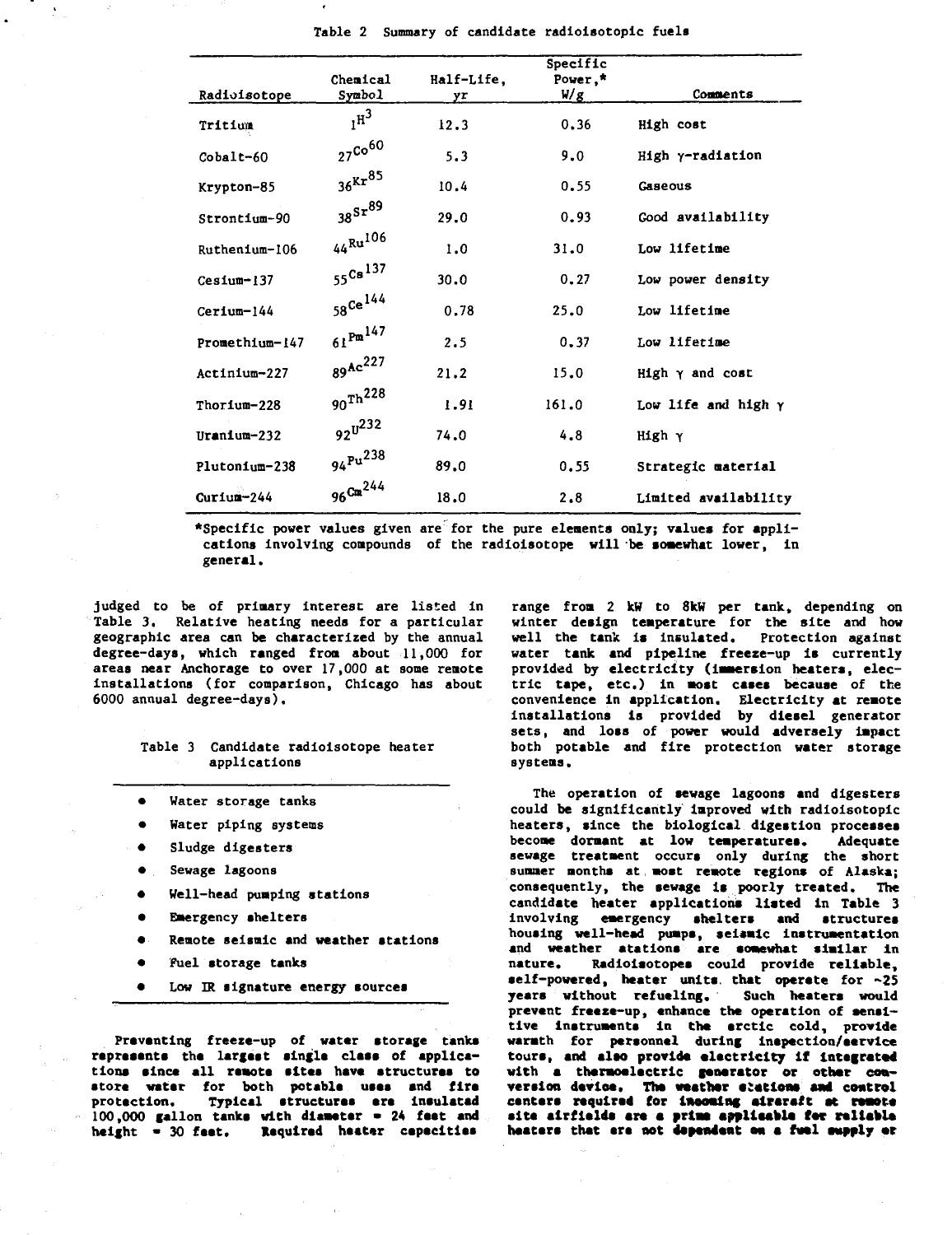Table 2 Summary of candidate radioisotopic fuels

| Radioisotope | Chemical Symbol | Half-Life, yr | Specific Power,* W/g | Comments |
|---|---|---|---|---|
| Tritium | $_{1}H^{3}$ | 12.3 | 0.36 | High cost |
| Cobalt-60 | $_{27}Co^{60}$ | 5.3 | 9.0 | High γ-radiation |
| Krypton-85 | $_{36}Kr^{85}$ | 10.4 | 0.55 | Gaseous |
| Strontium-90 | $_{38}Sr^{89}$ | 29.0 | 0.93 | Good availability |
| Ruthenium-106 | $_{44}Ru^{106}$ | 1.0 | 31.0 | Low lifetime |
| Cesium-137 | $_{55}Cs^{137}$ | 30.0 | 0.27 | Low power density |
| Cerium-144 | $_{58}Ce^{144}$ | 0.78 | 25.0 | Low lifetime |
| Promethium-147 | $_{61}Pm^{147}$ | 2.5 | 0.37 | Low lifetime |
| Actinium-227 | $_{89}Ac^{227}$ | 21.2 | 15.0 | High γ and cost |
| Thorium-228 | $_{90}Th^{228}$ | 1.91 | 161.0 | Low life and high γ |
| Uranium-232 | $_{92}U^{232}$ | 74.0 | 4.8 | High γ |
| Plutonium-238 | $_{94}Pu^{238}$ | 89.0 | 0.55 | Strategic material |
| Curium-244 | $_{96}Cm^{244}$ | 18.0 | 2.8 | Limited availability |

*Specific power values given are for the pure elements only; values for applications involving compounds of the radioisotope will be somewhat lower, in general.

judged to be of primary interest are listed in Table 3. Relative heating needs for a particular geographic area can be characterized by the annual degree-days, which ranged from about 11,000 for areas near Anchorage to over 17,000 at some remote installations (for comparison, Chicago has about 6000 annual degree-days).

Table 3 Candidate radioisotope heater applications

- Water storage tanks
- Water piping systems
- Sludge digesters
- Sewage lagoons
- Well-head pumping stations
- Emergency shelters
- Remote seismic and weather stations
- Fuel storage tanks
- Low IR signature energy sources

Preventing freeze-up of water storage tanks represents the largest single class of applications since all remote sites have structures to store water for both potable uses and fire protection. Typical structures are insulated 100,000 gallon tanks with diameter = 24 feet and height = 30 feet. Required heater capacities range from 2 kW to 8kW per tank, depending on winter design temperature for the site and how well the tank is insulated. Protection against water tank and pipeline freeze-up is currently provided by electricity (immersion heaters, electric tape, etc.) in most cases because of the convenience in application. Electricity at remote installations is provided by diesel generator sets, and loss of power would adversely impact both potable and fire protection water storage systems.

The operation of sewage lagoons and digesters could be significantly improved with radioisotopic heaters, since the biological digestion processes become dormant at low temperatures. Adequate sewage treatment occurs only during the short summer months at most remote regions of Alaska; consequently, the sewage is poorly treated. The candidate heater applications listed in Table 3 involving emergency shelters and structures housing well-head pumps, seismic instrumentation and weather stations are somewhat similar in nature. Radioisotopes could provide reliable, self-powered, heater units that operate for ~25 years without refueling. Such heaters would prevent freeze-up, enhance the operation of sensitive instruments in the arctic cold, provide warmth for personnel during inspection/service tours, and also provide electricity if integrated with a thermoelectric generator or other conversion device. The weather stations and control centers required for incoming aircraft at remote site airfields are a prime applicable for reliable heaters that are not dependent on a fuel supply or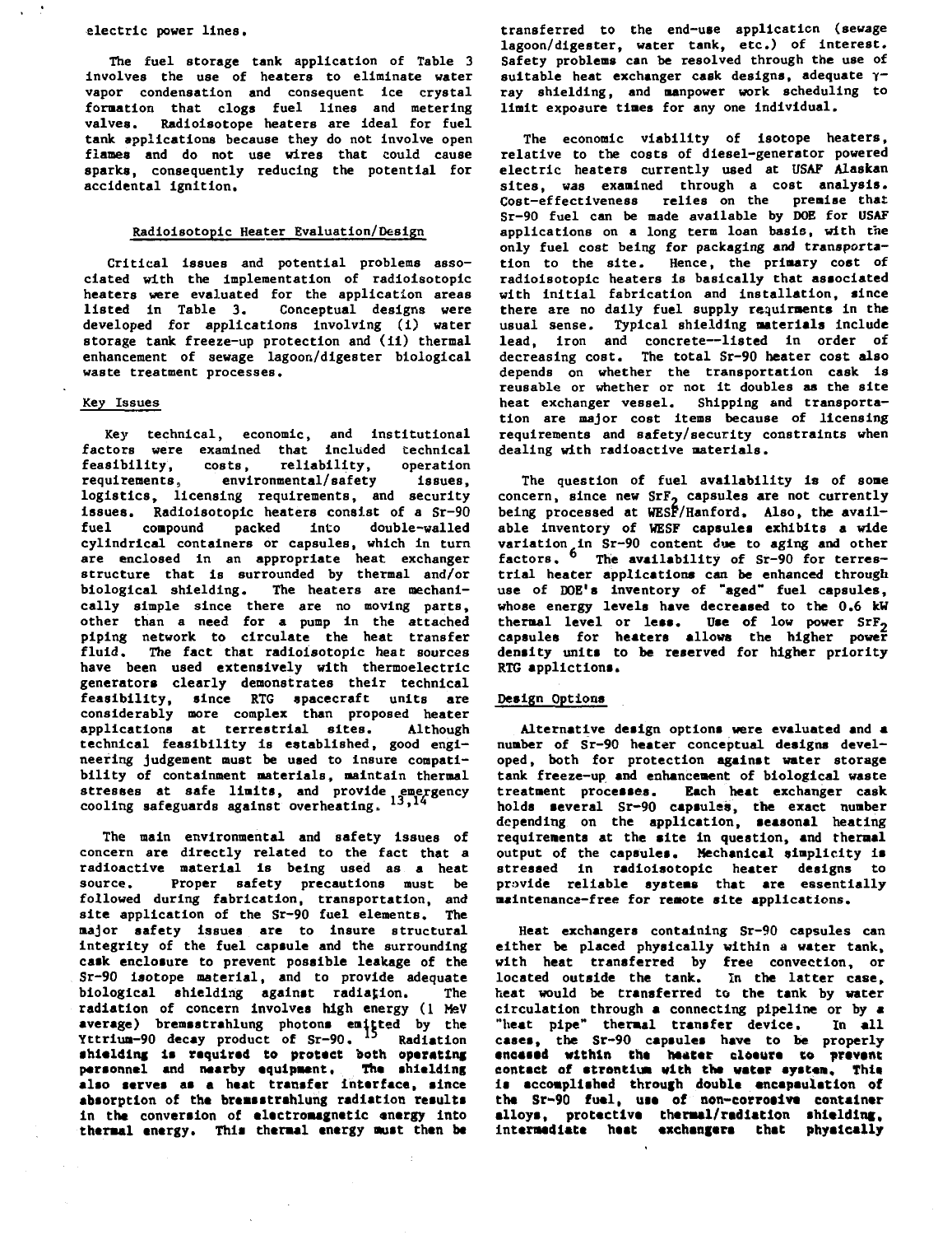electric power lines.

The fuel storage tank application of Table 3 involves the use of heaters to eliminate water vapor condensation and consequent ice crystal formation that clogs fuel lines and metering valves. Radioisotope heaters are ideal for fuel tank applications because they do not involve open flames and do not use wires that could cause sparks, consequently reducing the potential for accidental ignition.

## Radioisotopic Heater Evaluation/Design

Critical issues and potential problems associated with the implementation of radioisotopic heaters were evaluated for the application areas listed in Table 3. Conceptual designs were developed for applications involving (i) water storage tank freeze-up protection and (ii) thermal enhancement of sewage lagoon/digester biological waste treatment processes.

### Key Issues

Key technical, economic, and institutional factors were examined that included technical feasibility, costs, reliability, operation requirements, environmental/safety issues, logistics, licensing requirements, and security issues. Radioisotopic heaters consist of a Sr-90 fuel compound packed into double-walled cylindrical containers or capsules, which in turn are enclosed in an appropriate heat exchanger structure that is surrounded by thermal and/or biological shielding. The heaters are mechanically simple since there are no moving parts, other than a need for a pump in the attached piping network to circulate the heat transfer fluid. The fact that radioisotopic heat sources have been used extensively with thermoelectric generators clearly demonstrates their technical feasibility, since RTG spacecraft units are considerably more complex than proposed heater applications at terrestrial sites. Although technical feasibility is established, good engineering judgement must be used to insure compatibility of containment materials, maintain thermal stresses at safe limits, and provide emergency cooling safeguards against overheating.[13,14]

The main environmental and safety issues of concern are directly related to the fact that a radioactive material is being used as a heat source. Proper safety precautions must be followed during fabrication, transportation, and site application of the Sr-90 fuel elements. The major safety issues are to insure structural integrity of the fuel capsule and the surrounding cask enclosure to prevent possible leakage of the Sr-90 isotope material, and to provide adequate biological shielding against radiation. The radiation of concern involves high energy (1 MeV average) bremsstrahlung photons emitted by the Yttrium-90 decay product of Sr-90.[15] Radiation shielding is required to protect both operating personnel and nearby equipment. The shielding also serves as a heat transfer interface, since absorption of the bremsstrahlung radiation results in the conversion of electromagnetic energy into thermal energy. This thermal energy must then be transferred to the end-use application (sewage lagoon/digester, water tank, etc.) of interest. Safety problems can be resolved through the use of suitable heat exchanger cask designs, adequate $\gamma$-ray shielding, and manpower work scheduling to limit exposure times for any one individual.

The economic viability of isotope heaters, relative to the costs of diesel-generator powered electric heaters currently used at USAF Alaskan sites, was examined through a cost analysis. Cost-effectiveness relies on the premise that Sr-90 fuel can be made available by DOE for USAF applications on a long term loan basis, with the only fuel cost being for packaging and transportation to the site. Hence, the primary cost of radioisotopic heaters is basically that associated with initial fabrication and installation, since there are no daily fuel supply requirements in the usual sense. Typical shielding materials include lead, iron and concrete--listed in order of decreasing cost. The total Sr-90 heater cost also depends on whether the transportation cask is reusable or whether or not it doubles as the site heat exchanger vessel. Shipping and transportation are major cost items because of licensing requirements and safety/security constraints when dealing with radioactive materials.

The question of fuel availability is of some concern, since new $SrF_2$ capsules are not currently being processed at WESF/Hanford. Also, the available inventory of WESF capsules exhibits a wide variation in Sr-90 content due to aging and other factors.[6] The availability of Sr-90 for terrestrial heater applications can be enhanced through use of DOE's inventory of "aged" fuel capsules, whose energy levels have decreased to the 0.6 kW thermal level or less. Use of low power $SrF_2$ capsules for heaters allows the higher power density units to be reserved for higher priority RTG applictions.

### Design Options

Alternative design options were evaluated and a number of Sr-90 heater conceptual designs developed, both for protection against water storage tank freeze-up and enhancement of biological waste treatment processes. Each heat exchanger cask holds several Sr-90 capsules, the exact number depending on the application, seasonal heating requirements at the site in question, and thermal output of the capsules. Mechanical simplicity is stressed in radioisotopic heater designs to provide reliable systems that are essentially maintenance-free for remote site applications.

Heat exchangers containing Sr-90 capsules can either be placed physically within a water tank, with heat transferred by free convection, or located outside the tank. In the latter case, heat would be transferred to the tank by water circulation through a connecting pipeline or by a "heat pipe" thermal transfer device. In all cases, the Sr-90 capsules have to be properly encased within the heater closure to prevent contact of strontium with the water system. This is accomplished through double encapsulation of the Sr-90 fuel, use of non-corrosive container alloys, protective thermal/radiation shielding, intermediate heat exchangers that physically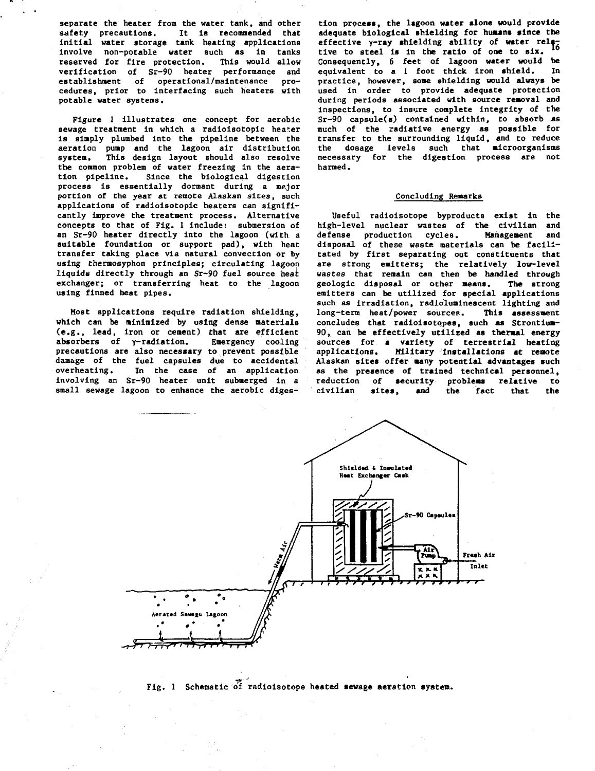separate the heater from the water tank, and other safety precautions. It is recommended that initial water storage tank heating applications involve non-potable water such as in tanks reserved for fire protection. This would allow verification of Sr-90 heater performance and establishment of operational/maintenance procedures, prior to interfacing such heaters with potable water systems.

Figure 1 illustrates one concept for aerobic sewage treatment in which a radioisotopic heater is simply plumbed into the pipeline between the aeration pump and the lagoon air distribution system. This design layout should also resolve the common problem of water freezing in the aeration pipeline. Since the biological digestion process is essentially dormant during a major portion of the year at remote Alaskan sites, such applications of radioisotopic heaters can significantly improve the treatment process. Alternative concepts to that of Fig. 1 include: submersion of an Sr-90 heater directly into the lagoon (with a suitable foundation or support pad), with heat transfer taking place via natural convection or by using thermosyphon principles; circulating lagoon liquids directly through an Sr-90 fuel source heat exchanger; or transferring heat to the lagoon using finned heat pipes.

Most applications require radiation shielding, which can be minimized by using dense materials (e.g., lead, iron or cement) that are efficient absorbers of γ-radiation. Emergency cooling precautions are also necessary to prevent possible damage of the fuel capsules due to accidental overheating. In the case of an application involving an Sr-90 heater unit submerged in a small sewage lagoon to enhance the aerobic digestion process, the lagoon water alone would provide adequate biological shielding for humans since the effective γ-ray shielding ability of water relative to steel is in the ratio of one to six.[16] Consequently, 6 feet of lagoon water would be equivalent to a 1 foot thick iron shield. In practice, however, some shielding would always be used in order to provide adequate protection during periods associated with source removal and inspections, to insure complete integrity of the Sr-90 capsule(s) contained within, to absorb as much of the radiative energy as possible for transfer to the surrounding liquid, and to reduce the dosage levels such that microorganisms necessary for the digestion process are not harmed.

## Concluding Remarks

Useful radioisotope byproducts exist in the high-level nuclear wastes of the civilian and defense production cycles. Management and disposal of these waste materials can be facilitated by first separating out constituents that are strong emitters; the relatively low-level wastes that remain can then be handled through geologic disposal or other means. The strong emitters can be utilized for special applications such as irradiation, radioluminescent lighting and long-term heat/power sources. This assessment concludes that radioisotopes, such as Strontium-90, can be effectively utilized as thermal energy sources for a variety of terrestrial heating applications. Military installations at remote Alaskan sites offer many potential advantages such as the presence of trained technical personnel, reduction of security problems relative to civilian sites, and the fact that the

Fig. 1 Schematic of radioisotope heated sewage aeration system.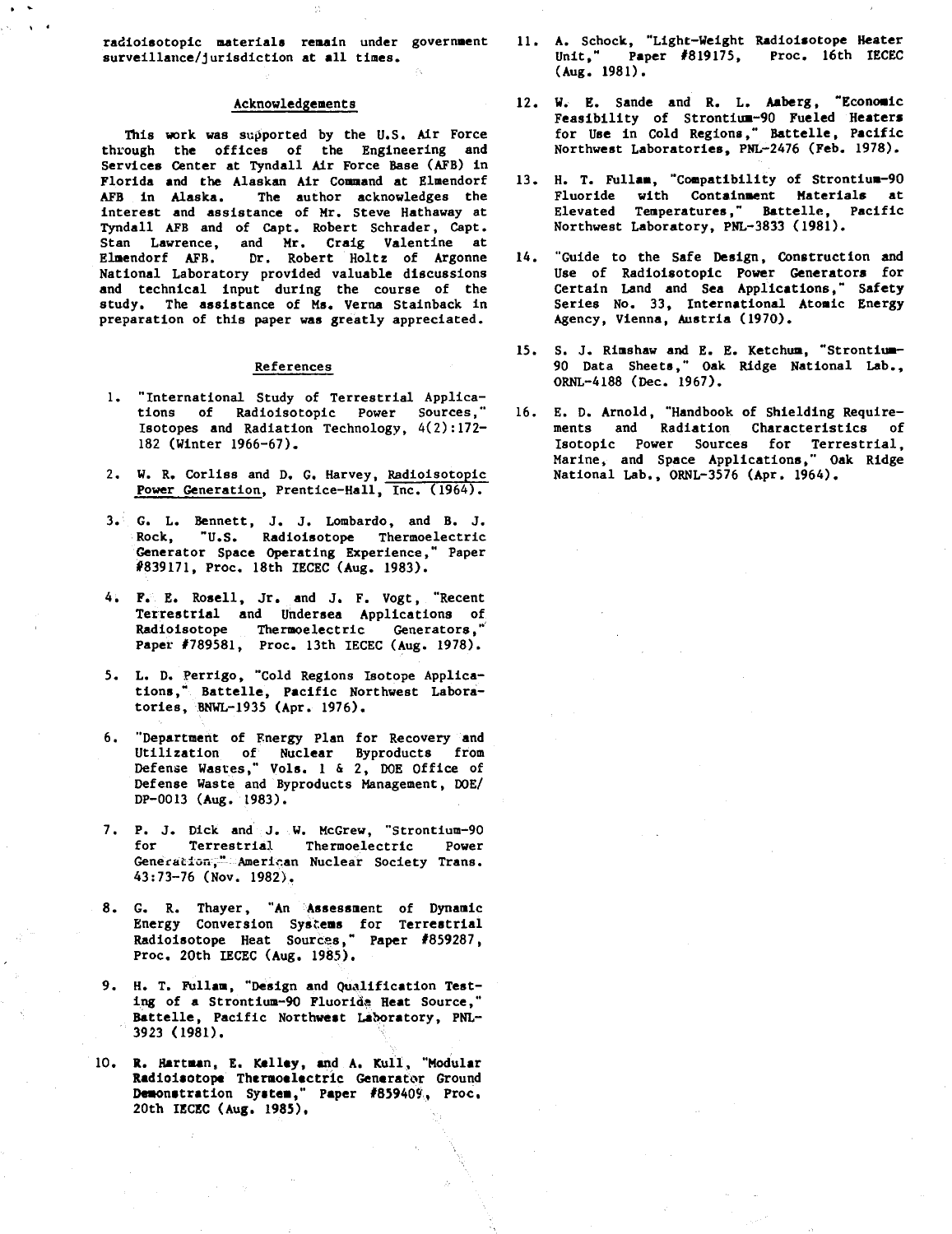radioisotopic materials remain under government surveillance/jurisdiction at all times.

## Acknowledgements

This work was supported by the U.S. Air Force through the offices of the Engineering and Services Center at Tyndall Air Force Base (AFB) in Florida and the Alaskan Air Command at Elmendorf AFB in Alaska. The author acknowledges the interest and assistance of Mr. Steve Hathaway at Tyndall AFB and of Capt. Robert Schrader, Capt. Stan Lawrence, and Mr. Craig Valentine at Elmendorf AFB. Dr. Robert Holtz of Argonne National Laboratory provided valuable discussions and technical input during the course of the study. The assistance of Ms. Verna Stainback in preparation of this paper was greatly appreciated.

## References

1. "International Study of Terrestrial Applications of Radioisotopic Power Sources," Isotopes and Radiation Technology, 4(2):172-182 (Winter 1966-67).

2. W. R. Corliss and D. G. Harvey, Radioisotopic Power Generation, Prentice-Hall, Inc. (1964).

3. G. L. Bennett, J. J. Lombardo, and B. J. Rock, "U.S. Radioisotope Thermoelectric Generator Space Operating Experience," Paper #839171, Proc. 18th IECEC (Aug. 1983).

4. F. E. Rosell, Jr. and J. F. Vogt, "Recent Terrestrial and Undersea Applications of Radioisotope Thermoelectric Generators," Paper #789581, Proc. 13th IECEC (Aug. 1978).

5. L. D. Perrigo, "Cold Regions Isotope Applications," Battelle, Pacific Northwest Laboratories, BNWL-1935 (Apr. 1976).

6. "Department of Energy Plan for Recovery and Utilization of Nuclear Byproducts from Defense Wastes," Vols. 1 & 2, DOE Office of Defense Waste and Byproducts Management, DOE/DP-0013 (Aug. 1983).

7. P. J. Dick and J. W. McGrew, "Strontium-90 for Terrestrial Thermoelectric Power Generation," American Nuclear Society Trans. 43:73-76 (Nov. 1982).

8. G. R. Thayer, "An Assessment of Dynamic Energy Conversion Systems for Terrestrial Radioisotope Heat Sources," Paper #859287, Proc. 20th IECEC (Aug. 1985).

9. H. T. Fullam, "Design and Qualification Testing of a Strontium-90 Fluoride Heat Source," Battelle, Pacific Northwest Laboratory, PNL-3923 (1981).

10. R. Hartman, E. Kelley, and A. Kull, "Modular Radioisotope Thermoelectric Generator Ground Demonstration System," Paper #859409, Proc. 20th IECEC (Aug. 1985).

11. A. Schock, "Light-Weight Radioisotope Heater Unit," Paper #819175, Proc. 16th IECEC (Aug. 1981).

12. W. E. Sande and R. L. Aaberg, "Economic Feasibility of Strontium-90 Fueled Heaters for Use in Cold Regions," Battelle, Pacific Northwest Laboratories, PNL-2476 (Feb. 1978).

13. H. T. Fullam, "Compatibility of Strontium-90 Fluoride with Containment Materials at Elevated Temperatures," Battelle, Pacific Northwest Laboratory, PNL-3833 (1981).

14. "Guide to the Safe Design, Construction and Use of Radioisotopic Power Generators for Certain Land and Sea Applications," Safety Series No. 33, International Atomic Energy Agency, Vienna, Austria (1970).

15. S. J. Rimshaw and E. E. Ketchum, "Strontium-90 Data Sheets," Oak Ridge National Lab., ORNL-4188 (Dec. 1967).

16. E. D. Arnold, "Handbook of Shielding Requirements and Radiation Characteristics of Isotopic Power Sources for Terrestrial, Marine, and Space Applications," Oak Ridge National Lab., ORNL-3576 (Apr. 1964).